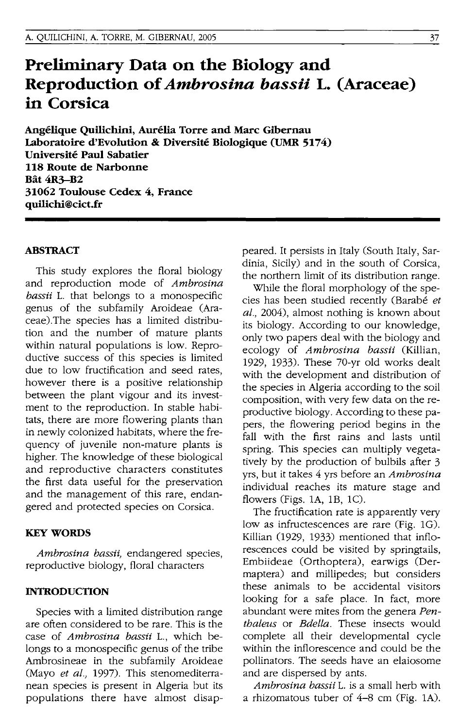# Preliminary Data on the Biology and Reproduction of *Ambrosina bassii* L. (Araceae) in Corsica

**Angélique Quilichini, Aurélia Torre and Marc Gibernau**
**Laboratoire d'Evolution & Diversité Biologique (UMR 5174)**
**Université Paul Sabatier**
**118 Route de Narbonne**
**Bât 4R3–B2**
**31062 Toulouse Cedex 4, France**
**quilichi@cict.fr**

## ABSTRACT

This study explores the floral biology and reproduction mode of *Ambrosina bassii* L. that belongs to a monospecific genus of the subfamily Aroideae (Araceae).The species has a limited distribution and the number of mature plants within natural populations is low. Reproductive success of this species is limited due to low fructification and seed rates, however there is a positive relationship between the plant vigour and its investment to the reproduction. In stable habitats, there are more flowering plants than in newly colonized habitats, where the frequency of juvenile non-mature plants is higher. The knowledge of these biological and reproductive characters constitutes the first data useful for the preservation and the management of this rare, endangered and protected species on Corsica.

## KEY WORDS

*Ambrosina bassii,* endangered species, reproductive biology, floral characters

## INTRODUCTION

Species with a limited distribution range are often considered to be rare. This is the case of *Ambrosina bassii* L., which belongs to a monospecific genus of the tribe Ambrosineae in the subfamily Aroideae (Mayo *et al.,* 1997). This stenomediterranean species is present in Algeria but its populations there have almost disappeared. It persists in Italy (South Italy, Sardinia, Sicily) and in the south of Corsica, the northern limit of its distribution range.

While the floral morphology of the species has been studied recently (Barabé *et al.,* 2004), almost nothing is known about its biology. According to our knowledge, only two papers deal with the biology and ecology of *Ambrosina bassii* (Killian, 1929, 1933). These 70-yr old works dealt with the development and distribution of the species in Algeria according to the soil composition, with very few data on the reproductive biology. According to these papers, the flowering period begins in the fall with the first rains and lasts until spring. This species can multiply vegetatively by the production of bulbils after 3 yrs, but it takes 4 yrs before an *Ambrosina* individual reaches its mature stage and flowers (Figs. 1A, 1B, 1C).

The fructification rate is apparently very low as infructescences are rare (Fig. 1G). Killian (1929, 1933) mentioned that inflorescences could be visited by springtails, Embiideae (Orthoptera), earwigs (Dermaptera) and millipedes; but considers these animals to be accidental visitors looking for a safe place. In fact, more abundant were mites from the genera *Penthaleus* or *Bdella.* These insects would complete all their developmental cycle within the inflorescence and could be the pollinators. The seeds have an elaiosome and are dispersed by ants.

*Ambrosina bassii* L. is a small herb with a rhizomatous tuber of 4–8 cm (Fig. 1A).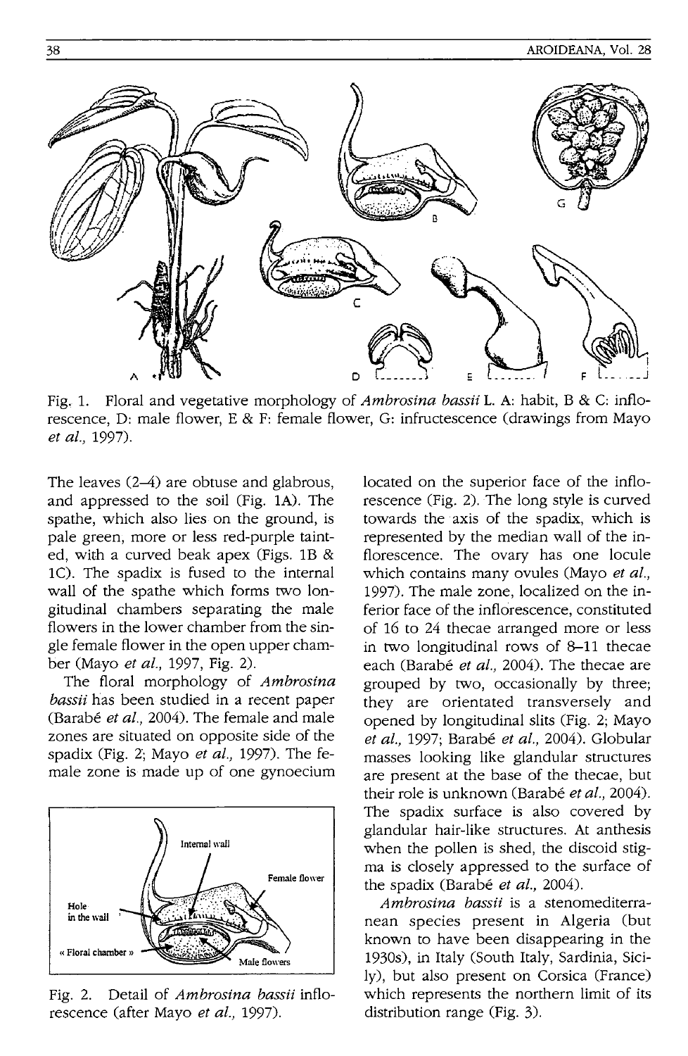Fig. 1. Floral and vegetative morphology of *Ambrosina bassii* L. A: habit, B & C: inflorescence, D: male flower, E & F: female flower, G: infructescence (drawings from Mayo *et al.*, 1997).

The leaves (2–4) are obtuse and glabrous, and appressed to the soil (Fig. 1A). The spathe, which also lies on the ground, is pale green, more or less red-purple tainted, with a curved beak apex (Figs. 1B & 1C). The spadix is fused to the internal wall of the spathe which forms two longitudinal chambers separating the male flowers in the lower chamber from the single female flower in the open upper chamber (Mayo *et al.*, 1997, Fig. 2).

The floral morphology of *Ambrosina bassii* has been studied in a recent paper (Barabé *et al.*, 2004). The female and male zones are situated on opposite side of the spadix (Fig. 2; Mayo *et al.*, 1997). The female zone is made up of one gynoecium located on the superior face of the inflorescence (Fig. 2). The long style is curved towards the axis of the spadix, which is represented by the median wall of the inflorescence. The ovary has one locule which contains many ovules (Mayo *et al.*, 1997). The male zone, localized on the inferior face of the inflorescence, constituted of 16 to 24 thecae arranged more or less in two longitudinal rows of 8–11 thecae each (Barabé *et al.*, 2004). The thecae are grouped by two, occasionally by three; they are orientated transversely and opened by longitudinal slits (Fig. 2; Mayo *et al.*, 1997; Barabé *et al.*, 2004). Globular masses looking like glandular structures are present at the base of the thecae, but their role is unknown (Barabé *et al.*, 2004). The spadix surface is also covered by glandular hair-like structures. At anthesis when the pollen is shed, the discoid stigma is closely appressed to the surface of the spadix (Barabé *et al.*, 2004).

Fig. 2. Detail of *Ambrosina bassii* inflorescence (after Mayo *et al.*, 1997).

*Ambrosina bassii* is a stenomediterranean species present in Algeria (but known to have been disappearing in the 1930s), in Italy (South Italy, Sardinia, Sicily), but also present on Corsica (France) which represents the northern limit of its distribution range (Fig. 3).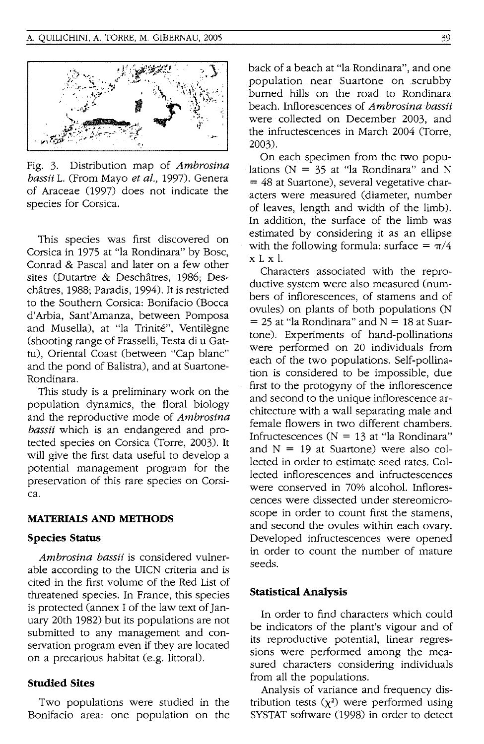Fig. 3. Distribution map of *Ambrosina bassii* L. (From Mayo *et al.*, 1997). Genera of Araceae (1997) does not indicate the species for Corsica.

This species was first discovered on Corsica in 1975 at "la Rondinara" by Bosc, Conrad & Pascal and later on a few other sites (Dutartre & Deschâtres, 1986; Deschâtres, 1988; Paradis, 1994). It is restricted to the Southern Corsica: Bonifacio (Bocca d'Arbia, Sant'Amanza, between Pomposa and Musella), at "la Trinité", Ventilègne (shooting range of Frasselli, Testa di u Gattu), Oriental Coast (between "Cap blanc" and the pond of Balistra), and at Suartone-Rondinara.

This study is a preliminary work on the population dynamics, the floral biology and the reproductive mode of *Ambrosina bassii* which is an endangered and protected species on Corsica (Torre, 2003). It will give the first data useful to develop a potential management program for the preservation of this rare species on Corsica.

## MATERIALS AND METHODS

### Species Status

*Ambrosina bassii* is considered vulnerable according to the UICN criteria and is cited in the first volume of the Red List of threatened species. In France, this species is protected (annex I of the law text of January 20th 1982) but its populations are not submitted to any management and conservation program even if they are located on a precarious habitat (e.g. littoral).

### Studied Sites

Two populations were studied in the Bonifacio area: one population on the back of a beach at "la Rondinara", and one population near Suartone on scrubby burned hills on the road to Rondinara beach. Inflorescences of *Ambrosina bassii* were collected on December 2003, and the infructescences in March 2004 (Torre, 2003).

On each specimen from the two populations (N = 35 at "la Rondinara" and N = 48 at Suartone), several vegetative characters were measured (diameter, number of leaves, length and width of the limb). In addition, the surface of the limb was estimated by considering it as an ellipse with the following formula: surface = $\pi/4 \times L \times l$.

Characters associated with the reproductive system were also measured (numbers of inflorescences, of stamens and of ovules) on plants of both populations (N = 25 at "la Rondinara" and N = 18 at Suartone). Experiments of hand-pollinations were performed on 20 individuals from each of the two populations. Self-pollination is considered to be impossible, due first to the protogyny of the inflorescence and second to the unique inflorescence architecture with a wall separating male and female flowers in two different chambers. Infructescences (N = 13 at "la Rondinara" and N = 19 at Suartone) were also collected in order to estimate seed rates. Collected inflorescences and infructescences were conserved in 70% alcohol. Inflorescences were dissected under stereomicroscope in order to count first the stamens, and second the ovules within each ovary. Developed infructescences were opened in order to count the number of mature seeds.

### Statistical Analysis

In order to find characters which could be indicators of the plant's vigour and of its reproductive potential, linear regressions were performed among the measured characters considering individuals from all the populations.

Analysis of variance and frequency distribution tests ($\chi^2$) were performed using SYSTAT software (1998) in order to detect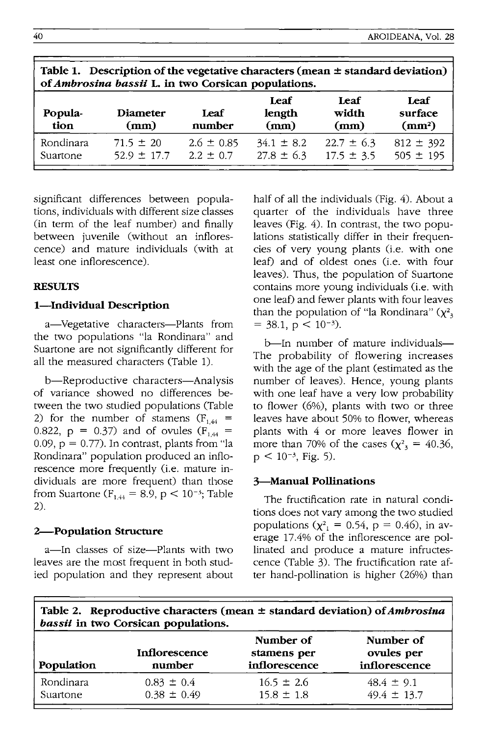**Table 1. Description of the vegetative characters (mean ± standard deviation) of *Ambrosina bassii* L. in two Corsican populations.**

| Population | Diameter (mm) | Leaf number | Leaf length (mm) | Leaf width (mm) | Leaf surface ($mm^2$) |
|---|---|---|---|---|---|
| Rondinara | 71.5 ± 20 | 2.6 ± 0.85 | 34.1 ± 8.2 | 22.7 ± 6.3 | 812 ± 392 |
| Suartone | 52.9 ± 17.7 | 2.2 ± 0.7 | 27.8 ± 6.3 | 17.5 ± 3.5 | 505 ± 195 |

significant differences between populations, individuals with different size classes (in term of the leaf number) and finally between juvenile (without an inflorescence) and mature individuals (with at least one inflorescence).

## RESULTS

### 1—Individual Description

a—Vegetative characters—Plants from the two populations "la Rondinara" and Suartone are not significantly different for all the measured characters (Table 1).

b—Reproductive characters—Analysis of variance showed no differences between the two studied populations (Table 2) for the number of stamens ($F_{1,44}$ = 0.822, p = 0.37) and of ovules ($F_{1,44}$ = 0.09, p = 0.77). In contrast, plants from "la Rondinara" population produced an inflorescence more frequently (i.e. mature individuals are more frequent) than those from Suartone ($F_{1,44}$ = 8.9, $p < 10^{-3}$; Table 2).

### 2—Population Structure

a—In classes of size—Plants with two leaves are the most frequent in both studied population and they represent about half of all the individuals (Fig. 4). About a quarter of the individuals have three leaves (Fig. 4). In contrast, the two populations statistically differ in their frequencies of very young plants (i.e. with one leaf) and of oldest ones (i.e. with four leaves). Thus, the population of Suartone contains more young individuals (i.e. with one leaf) and fewer plants with four leaves than the population of "la Rondinara" ($\chi^2_3$ = 38.1, $p < 10^{-3}$).

b—In number of mature individuals—The probability of flowering increases with the age of the plant (estimated as the number of leaves). Hence, young plants with one leaf have a very low probability to flower (6%), plants with two or three leaves have about 50% to flower, whereas plants with 4 or more leaves flower in more than 70% of the cases ($\chi^2_3$ = 40.36, $p < 10^{-3}$, Fig. 5).

### 3—Manual Pollinations

The fructification rate in natural conditions does not vary among the two studied populations ($\chi^2_1$ = 0.54, p = 0.46), in average 17.4% of the inflorescence are pollinated and produce a mature infructescence (Table 3). The fructification rate after hand-pollination is higher (26%) than

**Table 2. Reproductive characters (mean ± standard deviation) of *Ambrosina bassii* in two Corsican populations.**

| Population | Inflorescence number | Number of stamens per inflorescence | Number of ovules per inflorescence |
|---|---|---|---|
| Rondinara | 0.83 ± 0.4 | 16.5 ± 2.6 | 48.4 ± 9.1 |
| Suartone | 0.38 ± 0.49 | 15.8 ± 1.8 | 49.4 ± 13.7 |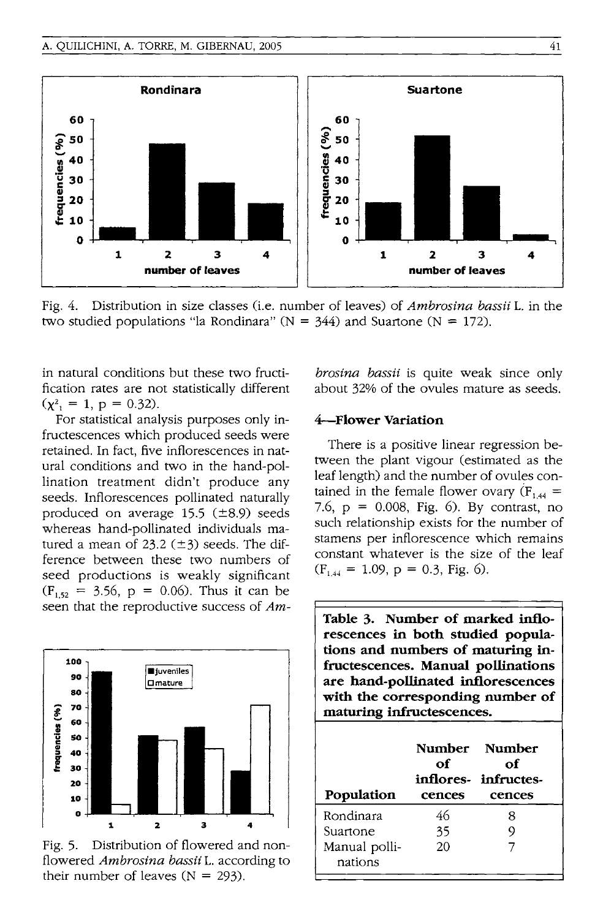Fig. 4. Distribution in size classes (i.e. number of leaves) of *Ambrosina bassii* L. in the two studied populations "la Rondinara" (N = 344) and Suartone (N = 172).

in natural conditions but these two fructification rates are not statistically different ($\chi^2_1 = 1$, $p = 0.32$).

For statistical analysis purposes only infructescences which produced seeds were retained. In fact, five inflorescences in natural conditions and two in the hand-pollination treatment didn't produce any seeds. Inflorescences pollinated naturally produced on average 15.5 (±8.9) seeds whereas hand-pollinated individuals matured a mean of 23.2 (±3) seeds. The difference between these two numbers of seed productions is weakly significant ($F_{1,52} = 3.56$, $p = 0.06$). Thus it can be seen that the reproductive success of *Ambrosina bassii* is quite weak since only about 32% of the ovules mature as seeds.

Fig. 5. Distribution of flowered and non-flowered *Ambrosina bassii* L. according to their number of leaves (N = 293).

## 4—Flower Variation

There is a positive linear regression between the plant vigour (estimated as the leaf length) and the number of ovules contained in the female flower ovary ($F_{1,44} = 7.6$, $p = 0.008$, Fig. 6). By contrast, no such relationship exists for the number of stamens per inflorescence which remains constant whatever is the size of the leaf ($F_{1,44} = 1.09$, $p = 0.3$, Fig. 6).

**Table 3. Number of marked inflorescences in both studied populations and numbers of maturing infructescences. Manual pollinations are hand-pollinated inflorescences with the corresponding number of maturing infructescences.**

| Population | Number of inflorescences | Number of infructescences |
|---|---|---|
| Rondinara | 46 | 8 |
| Suartone | 35 | 9 |
| Manual pollinations | 20 | 7 |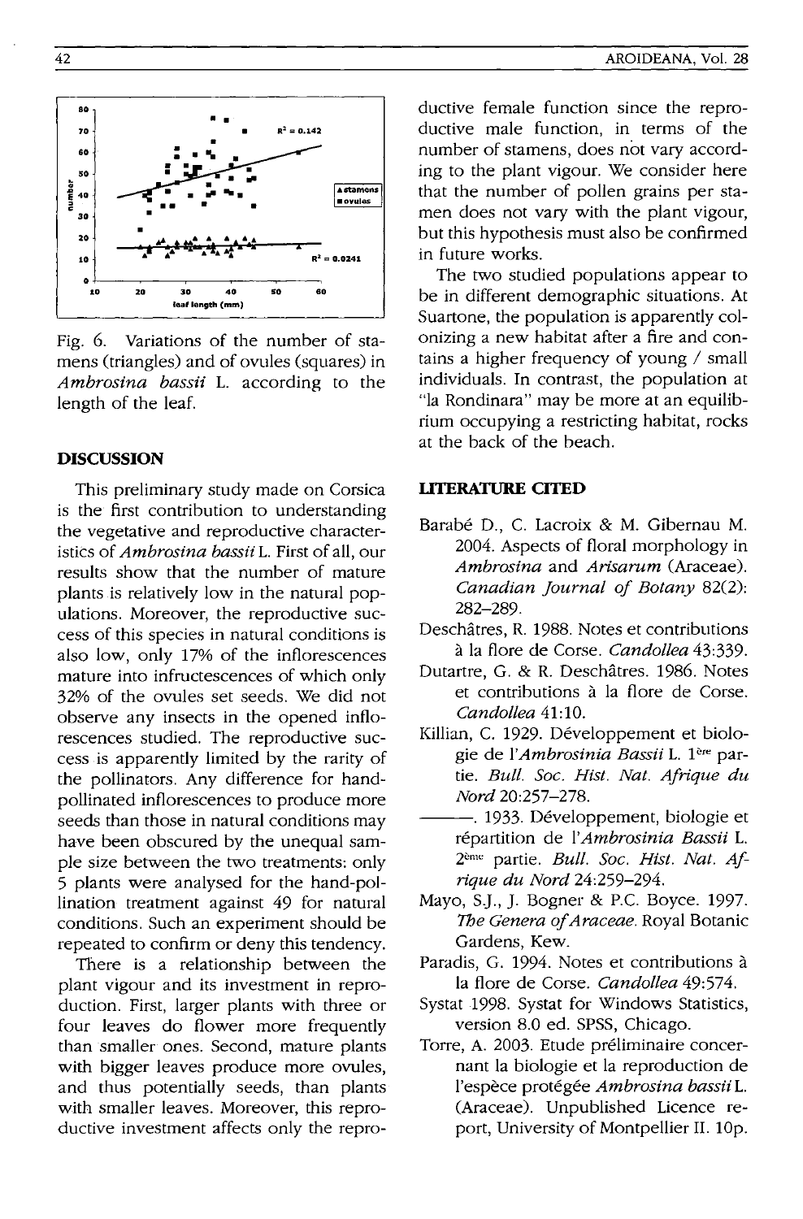80
70
60
50
40
30
20
10
0
number
10 20 30 40 50 60
leaf length (mm)
$R^2 = 0.142$
▲stamens
■ovules
$R^2 = 0.0241$

Fig. 6. Variations of the number of stamens (triangles) and of ovules (squares) in *Ambrosina bassii* L. according to the length of the leaf.

## DISCUSSION

This preliminary study made on Corsica is the first contribution to understanding the vegetative and reproductive characteristics of *Ambrosina bassii* L. First of all, our results show that the number of mature plants is relatively low in the natural populations. Moreover, the reproductive success of this species in natural conditions is also low, only 17% of the inflorescences mature into infructescences of which only 32% of the ovules set seeds. We did not observe any insects in the opened inflorescences studied. The reproductive success is apparently limited by the rarity of the pollinators. Any difference for hand-pollinated inflorescences to produce more seeds than those in natural conditions may have been obscured by the unequal sample size between the two treatments: only 5 plants were analysed for the hand-pollination treatment against 49 for natural conditions. Such an experiment should be repeated to confirm or deny this tendency.

There is a relationship between the plant vigour and its investment in reproduction. First, larger plants with three or four leaves do flower more frequently than smaller ones. Second, mature plants with bigger leaves produce more ovules, and thus potentially seeds, than plants with smaller leaves. Moreover, this reproductive investment affects only the reproductive female function since the reproductive male function, in terms of the number of stamens, does not vary according to the plant vigour. We consider here that the number of pollen grains per stamen does not vary with the plant vigour, but this hypothesis must also be confirmed in future works.

The two studied populations appear to be in different demographic situations. At Suartone, the population is apparently colonizing a new habitat after a fire and contains a higher frequency of young / small individuals. In contrast, the population at "la Rondinara" may be more at an equilibrium occupying a restricting habitat, rocks at the back of the beach.

## LITERATURE CITED

Barabé D., C. Lacroix & M. Gibernau M. 2004. Aspects of floral morphology in *Ambrosina* and *Arisarum* (Araceae). *Canadian Journal of Botany* 82(2): 282–289.

Deschâtres, R. 1988. Notes et contributions à la flore de Corse. *Candollea* 43:339.

Dutartre, G. & R. Deschâtres. 1986. Notes et contributions à la flore de Corse. *Candollea* 41:10.

Killian, C. 1929. Développement et biologie de l'*Ambrosinia Bassii* L. 1ère partie. *Bull. Soc. Hist. Nat. Afrique du Nord* 20:257–278.

———. 1933. Développement, biologie et répartition de l'*Ambrosinia Bassii* L. 2ème partie. *Bull. Soc. Hist. Nat. Afrique du Nord* 24:259–294.

Mayo, S.J., J. Bogner & P.C. Boyce. 1997. *The Genera of Araceae.* Royal Botanic Gardens, Kew.

Paradis, G. 1994. Notes et contributions à la flore de Corse. *Candollea* 49:574.

Systat 1998. Systat for Windows Statistics, version 8.0 ed. SPSS, Chicago.

Torre, A. 2003. Etude préliminaire concernant la biologie et la reproduction de l'espèce protégée *Ambrosina bassii* L. (Araceae). Unpublished Licence report, University of Montpellier II. 10p.